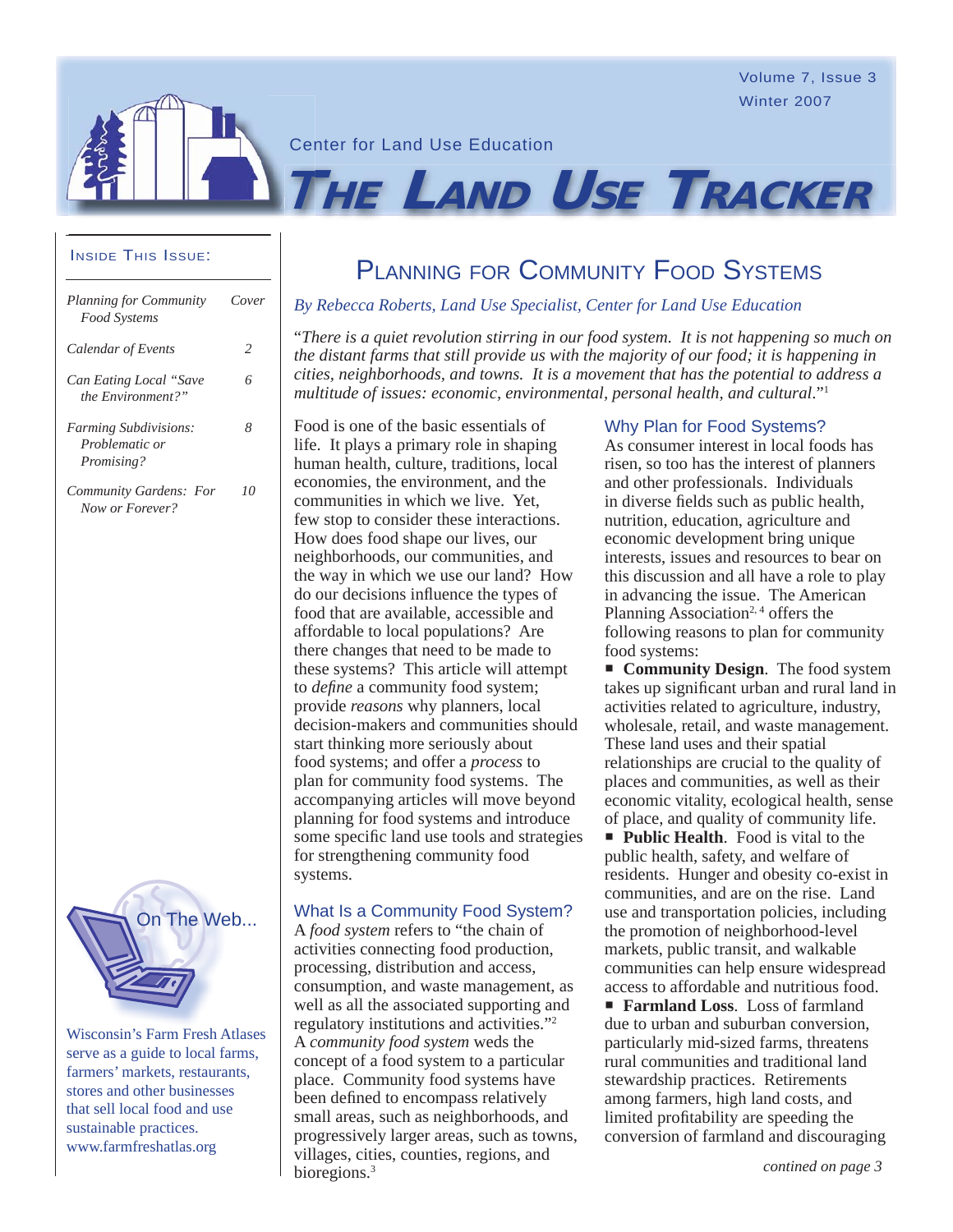Center for Land Use Education

# The Land Use Tracker

Volume 7, Issue 3
Winter 2007

**Inside This Issue:**

| | |
|---|---|
| *Planning for Community Food Systems* | *Cover* |
| *Calendar of Events* | *2* |
| *Can Eating Local "Save the Environment?"* | *6* |
| *Farming Subdivisions: Problematic or Promising?* | *8* |
| *Community Gardens: For Now or Forever?* | *10* |

**On The Web...**

Wisconsin's Farm Fresh Atlases serve as a guide to local farms, farmers' markets, restaurants, stores and other businesses that sell local food and use sustainable practices. www.farmfreshatlas.org

## Planning for Community Food Systems

*By Rebecca Roberts, Land Use Specialist, Center for Land Use Education*

"*There is a quiet revolution stirring in our food system. It is not happening so much on the distant farms that still provide us with the majority of our food; it is happening in cities, neighborhoods, and towns. It is a movement that has the potential to address a multitude of issues: economic, environmental, personal health, and cultural.*"[1]

Food is one of the basic essentials of life. It plays a primary role in shaping human health, culture, traditions, local economies, the environment, and the communities in which we live. Yet, few stop to consider these interactions. How does food shape our lives, our neighborhoods, our communities, and the way in which we use our land? How do our decisions influence the types of food that are available, accessible and affordable to local populations? Are there changes that need to be made to these systems? This article will attempt to *define* a community food system; provide *reasons* why planners, local decision-makers and communities should start thinking more seriously about food systems; and offer a *process* to plan for community food systems. The accompanying articles will move beyond planning for food systems and introduce some specific land use tools and strategies for strengthening community food systems.

### What Is a Community Food System?

A *food system* refers to "the chain of activities connecting food production, processing, distribution and access, consumption, and waste management, as well as all the associated supporting and regulatory institutions and activities."[2] A *community food system* weds the concept of a food system to a particular place. Community food systems have been defined to encompass relatively small areas, such as neighborhoods, and progressively larger areas, such as towns, villages, cities, counties, regions, and bioregions.[3]

### Why Plan for Food Systems?

As consumer interest in local foods has risen, so too has the interest of planners and other professionals. Individuals in diverse fields such as public health, nutrition, education, agriculture and economic development bring unique interests, issues and resources to bear on this discussion and all have a role to play in advancing the issue. The American Planning Association[2, 4] offers the following reasons to plan for community food systems:

- **Community Design**. The food system takes up significant urban and rural land in activities related to agriculture, industry, wholesale, retail, and waste management. These land uses and their spatial relationships are crucial to the quality of places and communities, as well as their economic vitality, ecological health, sense of place, and quality of community life.
- **Public Health**. Food is vital to the public health, safety, and welfare of residents. Hunger and obesity co-exist in communities, and are on the rise. Land use and transportation policies, including the promotion of neighborhood-level markets, public transit, and walkable communities can help ensure widespread access to affordable and nutritious food.
- **Farmland Loss**. Loss of farmland due to urban and suburban conversion, particularly mid-sized farms, threatens rural communities and traditional land stewardship practices. Retirements among farmers, high land costs, and limited profitability are speeding the conversion of farmland and discouraging

*contined on page 3*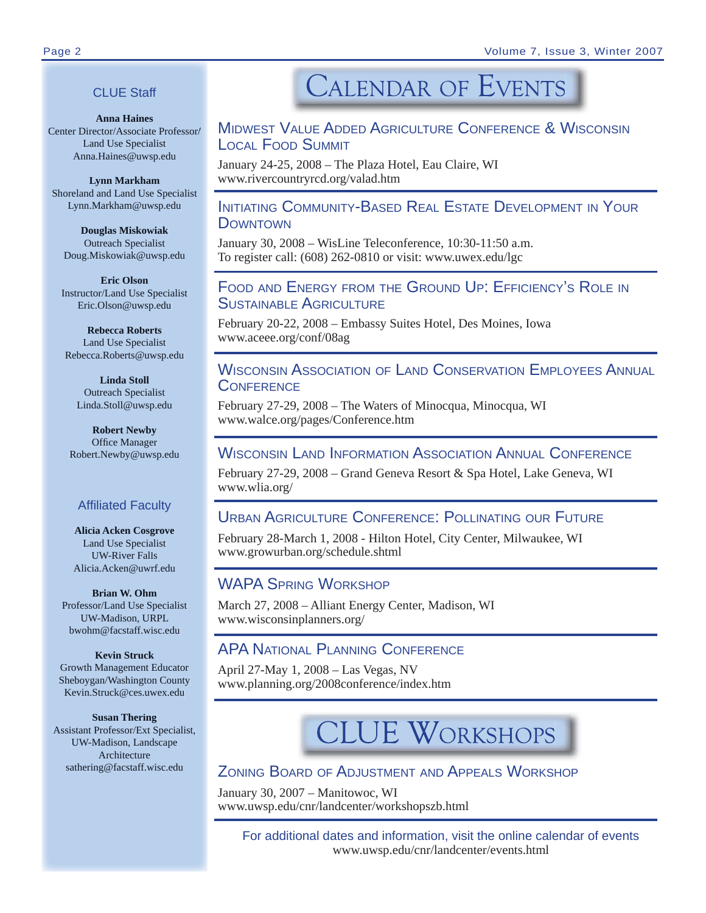## CLUE Staff

**Anna Haines**
Center Director/Associate Professor/
Land Use Specialist
Anna.Haines@uwsp.edu

**Lynn Markham**
Shoreland and Land Use Specialist
Lynn.Markham@uwsp.edu

**Douglas Miskowiak**
Outreach Specialist
Doug.Miskowiak@uwsp.edu

**Eric Olson**
Instructor/Land Use Specialist
Eric.Olson@uwsp.edu

**Rebecca Roberts**
Land Use Specialist
Rebecca.Roberts@uwsp.edu

**Linda Stoll**
Outreach Specialist
Linda.Stoll@uwsp.edu

**Robert Newby**
Office Manager
Robert.Newby@uwsp.edu

## Affiliated Faculty

**Alicia Acken Cosgrove**
Land Use Specialist
UW-River Falls
Alicia.Acken@uwrf.edu

**Brian W. Ohm**
Professor/Land Use Specialist
UW-Madison, URPL
bwohm@facstaff.wisc.edu

**Kevin Struck**
Growth Management Educator
Sheboygan/Washington County
Kevin.Struck@ces.uwex.edu

**Susan Thering**
Assistant Professor/Ext Specialist,
UW-Madison, Landscape
Architecture
sathering@facstaff.wisc.edu

# Calendar of Events

### Midwest Value Added Agriculture Conference & Wisconsin Local Food Summit

January 24-25, 2008 – The Plaza Hotel, Eau Claire, WI
www.rivercountryrcd.org/valad.htm

### Initiating Community-Based Real Estate Development in Your Downtown

January 30, 2008 – WisLine Teleconference, 10:30-11:50 a.m.
To register call: (608) 262-0810 or visit: www.uwex.edu/lgc

### Food and Energy from the Ground Up: Efficiency's Role in Sustainable Agriculture

February 20-22, 2008 – Embassy Suites Hotel, Des Moines, Iowa
www.aceee.org/conf/08ag

### Wisconsin Association of Land Conservation Employees Annual Conference

February 27-29, 2008 – The Waters of Minocqua, Minocqua, WI
www.walce.org/pages/Conference.htm

### Wisconsin Land Information Association Annual Conference

February 27-29, 2008 – Grand Geneva Resort & Spa Hotel, Lake Geneva, WI
www.wlia.org/

### Urban Agriculture Conference: Pollinating our Future

February 28-March 1, 2008 - Hilton Hotel, City Center, Milwaukee, WI
www.growurban.org/schedule.shtml

### WAPA Spring Workshop

March 27, 2008 – Alliant Energy Center, Madison, WI
www.wisconsinplanners.org/

### APA National Planning Conference

April 27-May 1, 2008 – Las Vegas, NV
www.planning.org/2008conference/index.htm

# CLUE Workshops

### Zoning Board of Adjustment and Appeals Workshop

January 30, 2007 – Manitowoc, WI
www.uwsp.edu/cnr/landcenter/workshopszb.html

For additional dates and information, visit the online calendar of events
www.uwsp.edu/cnr/landcenter/events.html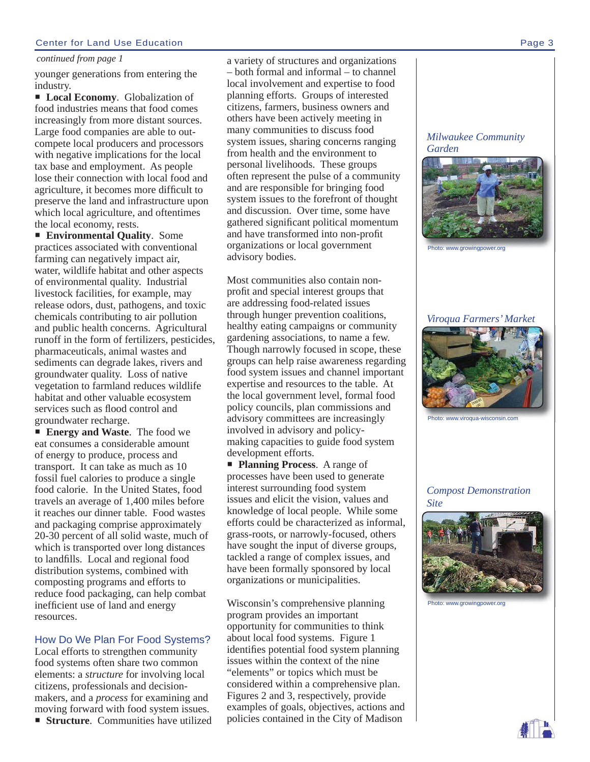*continued from page 1*

younger generations from entering the industry.

- **Local Economy**. Globalization of food industries means that food comes increasingly from more distant sources. Large food companies are able to out-compete local producers and processors with negative implications for the local tax base and employment. As people lose their connection with local food and agriculture, it becomes more difficult to preserve the land and infrastructure upon which local agriculture, and oftentimes the local economy, rests.
- **Environmental Quality**. Some practices associated with conventional farming can negatively impact air, water, wildlife habitat and other aspects of environmental quality. Industrial livestock facilities, for example, may release odors, dust, pathogens, and toxic chemicals contributing to air pollution and public health concerns. Agricultural runoff in the form of fertilizers, pesticides, pharmaceuticals, animal wastes and sediments can degrade lakes, rivers and groundwater quality. Loss of native vegetation to farmland reduces wildlife habitat and other valuable ecosystem services such as flood control and groundwater recharge.
- **Energy and Waste**. The food we eat consumes a considerable amount of energy to produce, process and transport. It can take as much as 10 fossil fuel calories to produce a single food calorie. In the United States, food travels an average of 1,400 miles before it reaches our dinner table. Food wastes and packaging comprise approximately 20-30 percent of all solid waste, much of which is transported over long distances to landfills. Local and regional food distribution systems, combined with composting programs and efforts to reduce food packaging, can help combat inefficient use of land and energy resources.

## How Do We Plan For Food Systems?

Local efforts to strengthen community food systems often share two common elements: a *structure* for involving local citizens, professionals and decision-makers, and a *process* for examining and moving forward with food system issues.

- **Structure**. Communities have utilized a variety of structures and organizations – both formal and informal – to channel local involvement and expertise to food planning efforts. Groups of interested citizens, farmers, business owners and others have been actively meeting in many communities to discuss food system issues, sharing concerns ranging from health and the environment to personal livelihoods. These groups often represent the pulse of a community and are responsible for bringing food system issues to the forefront of thought and discussion. Over time, some have gathered significant political momentum and have transformed into non-profit organizations or local government advisory bodies.

Most communities also contain non-profit and special interest groups that are addressing food-related issues through hunger prevention coalitions, healthy eating campaigns or community gardening associations, to name a few. Though narrowly focused in scope, these groups can help raise awareness regarding food system issues and channel important expertise and resources to the table. At the local government level, formal food policy councils, plan commissions and advisory committees are increasingly involved in advisory and policy-making capacities to guide food system development efforts.

- **Planning Process**. A range of processes have been used to generate interest surrounding food system issues and elicit the vision, values and knowledge of local people. While some efforts could be characterized as informal, grass-roots, or narrowly-focused, others have sought the input of diverse groups, tackled a range of complex issues, and have been formally sponsored by local organizations or municipalities.

Wisconsin's comprehensive planning program provides an important opportunity for communities to think about local food systems. Figure 1 identifies potential food system planning issues within the context of the nine "elements" or topics which must be considered within a comprehensive plan. Figures 2 and 3, respectively, provide examples of goals, objectives, actions and policies contained in the City of Madison

*Milwaukee Community Garden*

Photo: www.growingpower.org

*Viroqua Farmers' Market*

Photo: www.viroqua-wisconsin.com

*Compost Demonstration Site*

Photo: www.growingpower.org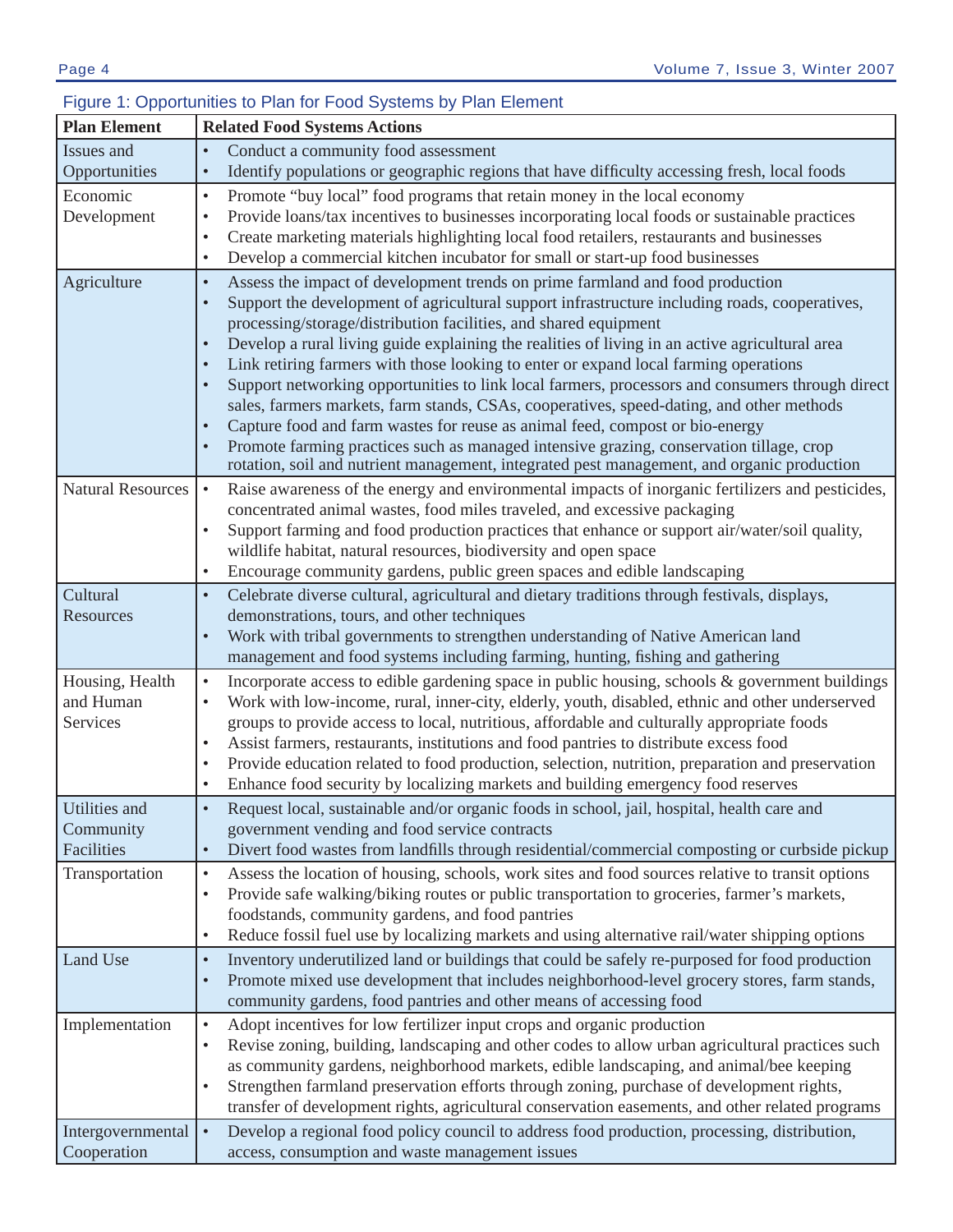Figure 1: Opportunities to Plan for Food Systems by Plan Element

| Plan Element | Related Food Systems Actions |
|---|---|
| Issues and Opportunities | • Conduct a community food assessment<br>• Identify populations or geographic regions that have difficulty accessing fresh, local foods |
| Economic Development | • Promote "buy local" food programs that retain money in the local economy<br>• Provide loans/tax incentives to businesses incorporating local foods or sustainable practices<br>• Create marketing materials highlighting local food retailers, restaurants and businesses<br>• Develop a commercial kitchen incubator for small or start-up food businesses |
| Agriculture | • Assess the impact of development trends on prime farmland and food production<br>• Support the development of agricultural support infrastructure including roads, cooperatives, processing/storage/distribution facilities, and shared equipment<br>• Develop a rural living guide explaining the realities of living in an active agricultural area<br>• Link retiring farmers with those looking to enter or expand local farming operations<br>• Support networking opportunities to link local farmers, processors and consumers through direct sales, farmers markets, farm stands, CSAs, cooperatives, speed-dating, and other methods<br>• Capture food and farm wastes for reuse as animal feed, compost or bio-energy<br>• Promote farming practices such as managed intensive grazing, conservation tillage, crop rotation, soil and nutrient management, integrated pest management, and organic production |
| Natural Resources | • Raise awareness of the energy and environmental impacts of inorganic fertilizers and pesticides, concentrated animal wastes, food miles traveled, and excessive packaging<br>• Support farming and food production practices that enhance or support air/water/soil quality, wildlife habitat, natural resources, biodiversity and open space<br>• Encourage community gardens, public green spaces and edible landscaping |
| Cultural Resources | • Celebrate diverse cultural, agricultural and dietary traditions through festivals, displays, demonstrations, tours, and other techniques<br>• Work with tribal governments to strengthen understanding of Native American land management and food systems including farming, hunting, fishing and gathering |
| Housing, Health and Human Services | • Incorporate access to edible gardening space in public housing, schools & government buildings<br>• Work with low-income, rural, inner-city, elderly, youth, disabled, ethnic and other underserved groups to provide access to local, nutritious, affordable and culturally appropriate foods<br>• Assist farmers, restaurants, institutions and food pantries to distribute excess food<br>• Provide education related to food production, selection, nutrition, preparation and preservation<br>• Enhance food security by localizing markets and building emergency food reserves |
| Utilities and Community Facilities | • Request local, sustainable and/or organic foods in school, jail, hospital, health care and government vending and food service contracts<br>• Divert food wastes from landfills through residential/commercial composting or curbside pickup |
| Transportation | • Assess the location of housing, schools, work sites and food sources relative to transit options<br>• Provide safe walking/biking routes or public transportation to groceries, farmer's markets, foodstands, community gardens, and food pantries<br>• Reduce fossil fuel use by localizing markets and using alternative rail/water shipping options |
| Land Use | • Inventory underutilized land or buildings that could be safely re-purposed for food production<br>• Promote mixed use development that includes neighborhood-level grocery stores, farm stands, community gardens, food pantries and other means of accessing food |
| Implementation | • Adopt incentives for low fertilizer input crops and organic production<br>• Revise zoning, building, landscaping and other codes to allow urban agricultural practices such as community gardens, neighborhood markets, edible landscaping, and animal/bee keeping<br>• Strengthen farmland preservation efforts through zoning, purchase of development rights, transfer of development rights, agricultural conservation easements, and other related programs |
| Intergovernmental Cooperation | • Develop a regional food policy council to address food production, processing, distribution, access, consumption and waste management issues |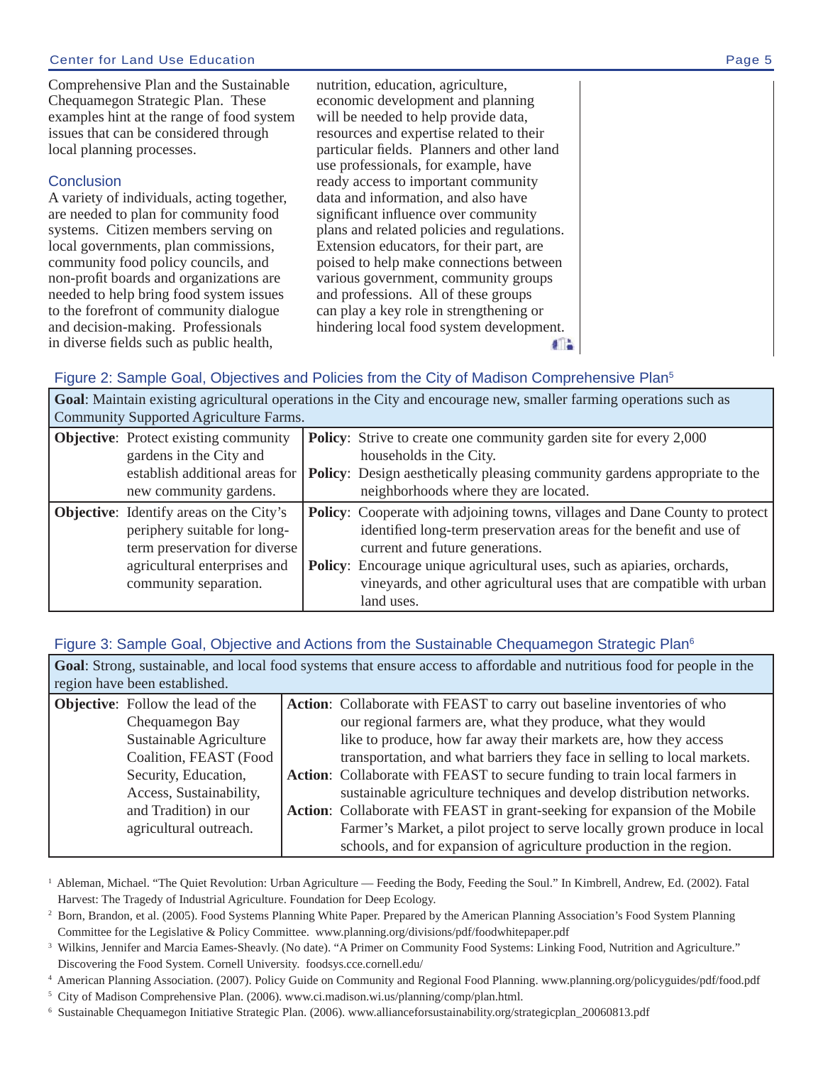Comprehensive Plan and the Sustainable Chequamegon Strategic Plan. These examples hint at the range of food system issues that can be considered through local planning processes.

## Conclusion

A variety of individuals, acting together, are needed to plan for community food systems. Citizen members serving on local governments, plan commissions, community food policy councils, and non-profit boards and organizations are needed to help bring food system issues to the forefront of community dialogue and decision-making. Professionals in diverse fields such as public health, nutrition, education, agriculture, economic development and planning will be needed to help provide data, resources and expertise related to their particular fields. Planners and other land use professionals, for example, have ready access to important community data and information, and also have significant influence over community plans and related policies and regulations. Extension educators, for their part, are poised to help make connections between various government, community groups and professions. All of these groups can play a key role in strengthening or hindering local food system development.

Figure 2: Sample Goal, Objectives and Policies from the City of Madison Comprehensive Plan[5]

| **Goal**: Maintain existing agricultural operations in the City and encourage new, smaller farming operations such as Community Supported Agriculture Farms. | |
|---|---|
| **Objective**: Protect existing community gardens in the City and establish additional areas for new community gardens. | **Policy**: Strive to create one community garden site for every 2,000 households in the City.<br>**Policy**: Design aesthetically pleasing community gardens appropriate to the neighborhoods where they are located. |
| **Objective**: Identify areas on the City's periphery suitable for long-term preservation for diverse agricultural enterprises and community separation. | **Policy**: Cooperate with adjoining towns, villages and Dane County to protect identified long-term preservation areas for the benefit and use of current and future generations.<br>**Policy**: Encourage unique agricultural uses, such as apiaries, orchards, vineyards, and other agricultural uses that are compatible with urban land uses. |

Figure 3: Sample Goal, Objective and Actions from the Sustainable Chequamegon Strategic Plan[6]

| **Goal**: Strong, sustainable, and local food systems that ensure access to affordable and nutritious food for people in the region have been established. | |
|---|---|
| **Objective**: Follow the lead of the Chequamegon Bay Sustainable Agriculture Coalition, FEAST (Food Security, Education, Access, Sustainability, and Tradition) in our agricultural outreach. | **Action**: Collaborate with FEAST to carry out baseline inventories of who our regional farmers are, what they produce, what they would like to produce, how far away their markets are, how they access transportation, and what barriers they face in selling to local markets.<br>**Action**: Collaborate with FEAST to secure funding to train local farmers in sustainable agriculture techniques and develop distribution networks.<br>**Action**: Collaborate with FEAST in grant-seeking for expansion of the Mobile Farmer's Market, a pilot project to serve locally grown produce in local schools, and for expansion of agriculture production in the region. |

[1] Ableman, Michael. "The Quiet Revolution: Urban Agriculture — Feeding the Body, Feeding the Soul." In Kimbrell, Andrew, Ed. (2002). Fatal Harvest: The Tragedy of Industrial Agriculture. Foundation for Deep Ecology.

[2] Born, Brandon, et al. (2005). Food Systems Planning White Paper. Prepared by the American Planning Association's Food System Planning Committee for the Legislative & Policy Committee. www.planning.org/divisions/pdf/foodwhitepaper.pdf

[3] Wilkins, Jennifer and Marcia Eames-Sheavly. (No date). "A Primer on Community Food Systems: Linking Food, Nutrition and Agriculture." Discovering the Food System. Cornell University. foodsys.cce.cornell.edu/

[4] American Planning Association. (2007). Policy Guide on Community and Regional Food Planning. www.planning.org/policyguides/pdf/food.pdf

[5] City of Madison Comprehensive Plan. (2006). www.ci.madison.wi.us/planning/comp/plan.html.

[6] Sustainable Chequamegon Initiative Strategic Plan. (2006). www.allianceforsustainability.org/strategicplan_20060813.pdf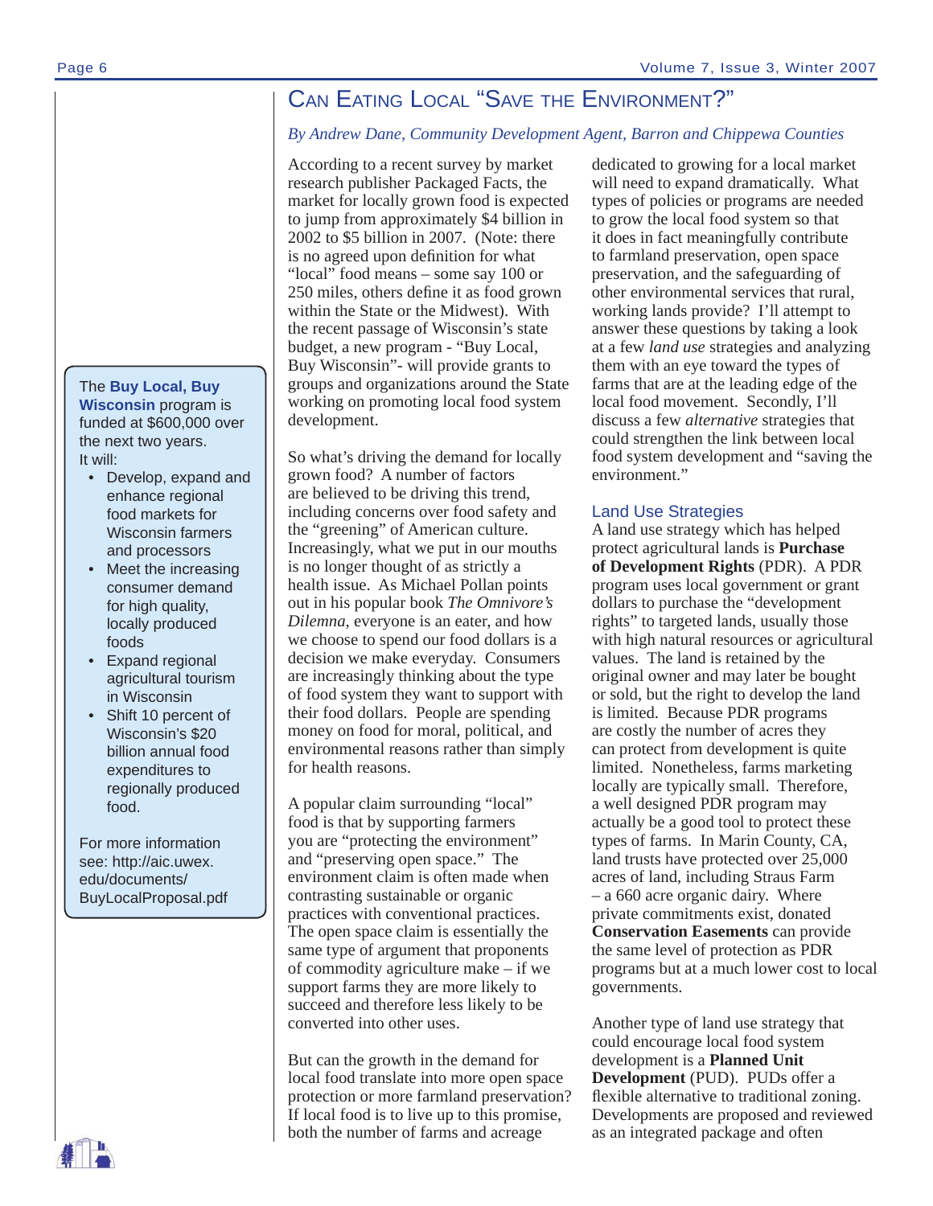# Can Eating Local "Save the Environment?"

*By Andrew Dane, Community Development Agent, Barron and Chippewa Counties*

According to a recent survey by market research publisher Packaged Facts, the market for locally grown food is expected to jump from approximately $4 billion in 2002 to $5 billion in 2007. (Note: there is no agreed upon definition for what "local" food means – some say 100 or 250 miles, others define it as food grown within the State or the Midwest). With the recent passage of Wisconsin's state budget, a new program - "Buy Local, Buy Wisconsin"- will provide grants to groups and organizations around the State working on promoting local food system development.

So what's driving the demand for locally grown food? A number of factors are believed to be driving this trend, including concerns over food safety and the "greening" of American culture. Increasingly, what we put in our mouths is no longer thought of as strictly a health issue. As Michael Pollan points out in his popular book *The Omnivore's Dilemna*, everyone is an eater, and how we choose to spend our food dollars is a decision we make everyday. Consumers are increasingly thinking about the type of food system they want to support with their food dollars. People are spending money on food for moral, political, and environmental reasons rather than simply for health reasons.

A popular claim surrounding "local" food is that by supporting farmers you are "protecting the environment" and "preserving open space." The environment claim is often made when contrasting sustainable or organic practices with conventional practices. The open space claim is essentially the same type of argument that proponents of commodity agriculture make – if we support farms they are more likely to succeed and therefore less likely to be converted into other uses.

But can the growth in the demand for local food translate into more open space protection or more farmland preservation? If local food is to live up to this promise, both the number of farms and acreage dedicated to growing for a local market will need to expand dramatically. What types of policies or programs are needed to grow the local food system so that it does in fact meaningfully contribute to farmland preservation, open space preservation, and the safeguarding of other environmental services that rural, working lands provide? I'll attempt to answer these questions by taking a look at a few *land use* strategies and analyzing them with an eye toward the types of farms that are at the leading edge of the local food movement. Secondly, I'll discuss a few *alternative* strategies that could strengthen the link between local food system development and "saving the environment."

## Land Use Strategies

A land use strategy which has helped protect agricultural lands is **Purchase of Development Rights** (PDR). A PDR program uses local government or grant dollars to purchase the "development rights" to targeted lands, usually those with high natural resources or agricultural values. The land is retained by the original owner and may later be bought or sold, but the right to develop the land is limited. Because PDR programs are costly the number of acres they can protect from development is quite limited. Nonetheless, farms marketing locally are typically small. Therefore, a well designed PDR program may actually be a good tool to protect these types of farms. In Marin County, CA, land trusts have protected over 25,000 acres of land, including Straus Farm – a 660 acre organic dairy. Where private commitments exist, donated **Conservation Easements** can provide the same level of protection as PDR programs but at a much lower cost to local governments.

Another type of land use strategy that could encourage local food system development is a **Planned Unit Development** (PUD). PUDs offer a flexible alternative to traditional zoning. Developments are proposed and reviewed as an integrated package and often

---

The **Buy Local, Buy Wisconsin** program is funded at $600,000 over the next two years. It will:

- Develop, expand and enhance regional food markets for Wisconsin farmers and processors
- Meet the increasing consumer demand for high quality, locally produced foods
- Expand regional agricultural tourism in Wisconsin
- Shift 10 percent of Wisconsin's $20 billion annual food expenditures to regionally produced food.

For more information see: http://aic.uwex.edu/documents/BuyLocalProposal.pdf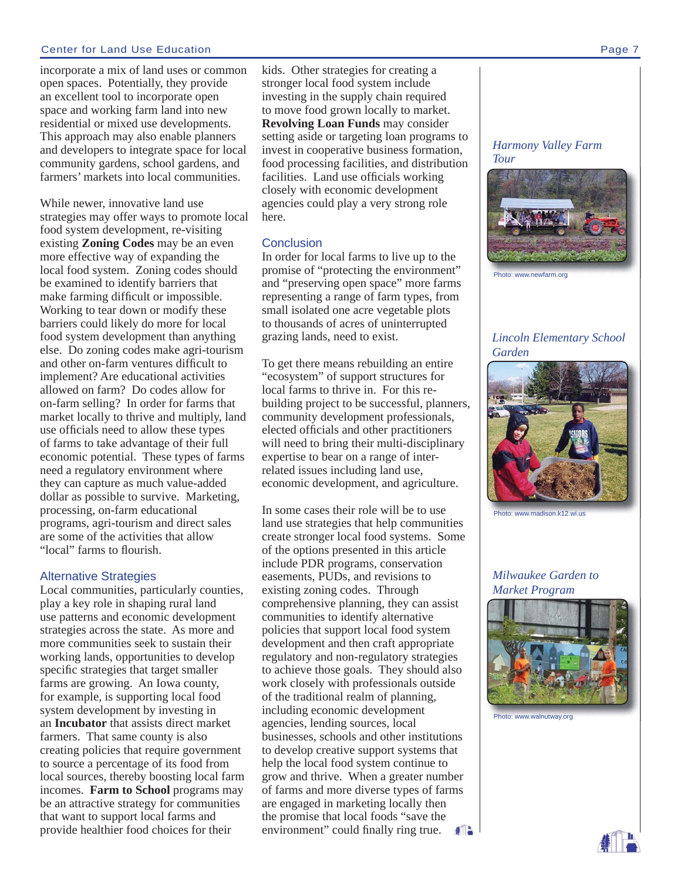incorporate a mix of land uses or common open spaces. Potentially, they provide an excellent tool to incorporate open space and working farm land into new residential or mixed use developments. This approach may also enable planners and developers to integrate space for local community gardens, school gardens, and farmers' markets into local communities.

While newer, innovative land use strategies may offer ways to promote local food system development, re-visiting existing **Zoning Codes** may be an even more effective way of expanding the local food system. Zoning codes should be examined to identify barriers that make farming difficult or impossible. Working to tear down or modify these barriers could likely do more for local food system development than anything else. Do zoning codes make agri-tourism and other on-farm ventures difficult to implement? Are educational activities allowed on farm? Do codes allow for on-farm selling? In order for farms that market locally to thrive and multiply, land use officials need to allow these types of farms to take advantage of their full economic potential. These types of farms need a regulatory environment where they can capture as much value-added dollar as possible to survive. Marketing, processing, on-farm educational programs, agri-tourism and direct sales are some of the activities that allow "local" farms to flourish.

## Alternative Strategies

Local communities, particularly counties, play a key role in shaping rural land use patterns and economic development strategies across the state. As more and more communities seek to sustain their working lands, opportunities to develop specific strategies that target smaller farms are growing. An Iowa county, for example, is supporting local food system development by investing in an **Incubator** that assists direct market farmers. That same county is also creating policies that require government to source a percentage of its food from local sources, thereby boosting local farm incomes. **Farm to School** programs may be an attractive strategy for communities that want to support local farms and provide healthier food choices for their kids. Other strategies for creating a stronger local food system include investing in the supply chain required to move food grown locally to market. **Revolving Loan Funds** may consider setting aside or targeting loan programs to invest in cooperative business formation, food processing facilities, and distribution facilities. Land use officials working closely with economic development agencies could play a very strong role here.

## Conclusion

In order for local farms to live up to the promise of "protecting the environment" and "preserving open space" more farms representing a range of farm types, from small isolated one acre vegetable plots to thousands of acres of uninterrupted grazing lands, need to exist.

To get there means rebuilding an entire "ecosystem" of support structures for local farms to thrive in. For this re-building project to be successful, planners, community development professionals, elected officials and other practitioners will need to bring their multi-disciplinary expertise to bear on a range of inter-related issues including land use, economic development, and agriculture.

In some cases their role will be to use land use strategies that help communities create stronger local food systems. Some of the options presented in this article include PDR programs, conservation easements, PUDs, and revisions to existing zoning codes. Through comprehensive planning, they can assist communities to identify alternative policies that support local food system development and then craft appropriate regulatory and non-regulatory strategies to achieve those goals. They should also work closely with professionals outside of the traditional realm of planning, including economic development agencies, lending sources, local businesses, schools and other institutions to develop creative support systems that help the local food system continue to grow and thrive. When a greater number of farms and more diverse types of farms are engaged in marketing locally then the promise that local foods "save the environment" could finally ring true.

*Harmony Valley Farm Tour*

Photo: www.newfarm.org

*Lincoln Elementary School Garden*

Photo: www.madison.k12.wi.us

*Milwaukee Garden to Market Program*

Photo: www.walnutway.org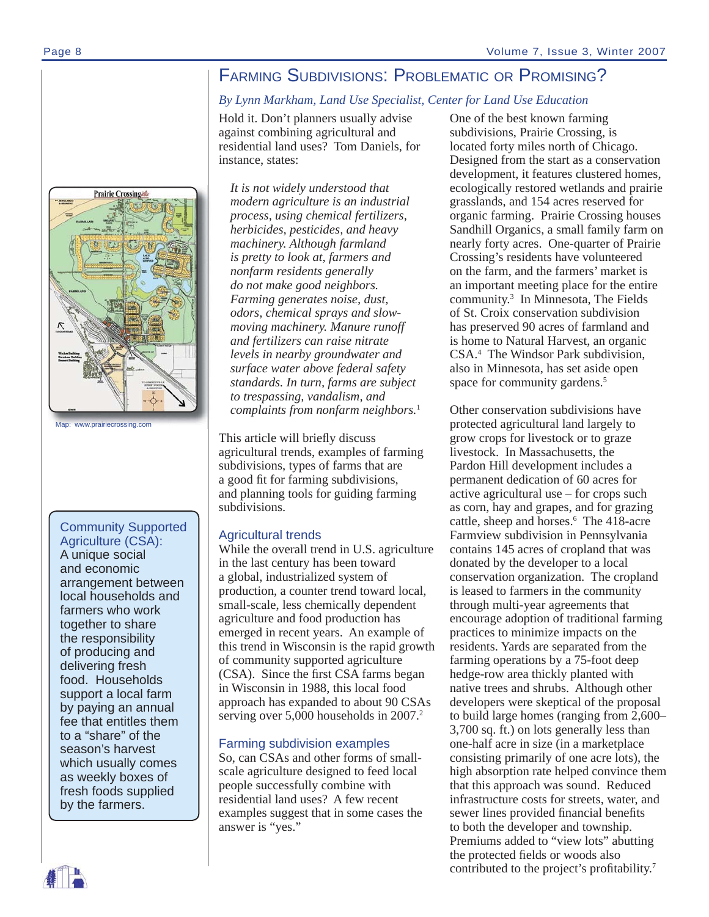# Farming Subdivisions: Problematic or Promising?

*By Lynn Markham, Land Use Specialist, Center for Land Use Education*

Hold it. Don't planners usually advise against combining agricultural and residential land uses? Tom Daniels, for instance, states:

> *It is not widely understood that modern agriculture is an industrial process, using chemical fertilizers, herbicides, pesticides, and heavy machinery. Although farmland is pretty to look at, farmers and nonfarm residents generally do not make good neighbors. Farming generates noise, dust, odors, chemical sprays and slow-moving machinery. Manure runoff and fertilizers can raise nitrate levels in nearby groundwater and surface water above federal safety standards. In turn, farms are subject to trespassing, vandalism, and complaints from nonfarm neighbors.*[1]

This article will briefly discuss agricultural trends, examples of farming subdivisions, types of farms that are a good fit for farming subdivisions, and planning tools for guiding farming subdivisions.

## Agricultural trends

While the overall trend in U.S. agriculture in the last century has been toward a global, industrialized system of production, a counter trend toward local, small-scale, less chemically dependent agriculture and food production has emerged in recent years. An example of this trend in Wisconsin is the rapid growth of community supported agriculture (CSA). Since the first CSA farms began in Wisconsin in 1988, this local food approach has expanded to about 90 CSAs serving over 5,000 households in 2007.[2]

## Farming subdivision examples

So, can CSAs and other forms of small-scale agriculture designed to feed local people successfully combine with residential land uses? A few recent examples suggest that in some cases the answer is "yes."

One of the best known farming subdivisions, Prairie Crossing, is located forty miles north of Chicago. Designed from the start as a conservation development, it features clustered homes, ecologically restored wetlands and prairie grasslands, and 154 acres reserved for organic farming. Prairie Crossing houses Sandhill Organics, a small family farm on nearly forty acres. One-quarter of Prairie Crossing's residents have volunteered on the farm, and the farmers' market is an important meeting place for the entire community.[3] In Minnesota, The Fields of St. Croix conservation subdivision has preserved 90 acres of farmland and is home to Natural Harvest, an organic CSA.[4] The Windsor Park subdivision, also in Minnesota, has set aside open space for community gardens.[5]

Other conservation subdivisions have protected agricultural land largely to grow crops for livestock or to graze livestock. In Massachusetts, the Pardon Hill development includes a permanent dedication of 60 acres for active agricultural use – for crops such as corn, hay and grapes, and for grazing cattle, sheep and horses.[6] The 418-acre Farmview subdivision in Pennsylvania contains 145 acres of cropland that was donated by the developer to a local conservation organization. The cropland is leased to farmers in the community through multi-year agreements that encourage adoption of traditional farming practices to minimize impacts on the residents. Yards are separated from the farming operations by a 75-foot deep hedge-row area thickly planted with native trees and shrubs. Although other developers were skeptical of the proposal to build large homes (ranging from 2,600–3,700 sq. ft.) on lots generally less than one-half acre in size (in a marketplace consisting primarily of one acre lots), the high absorption rate helped convince them that this approach was sound. Reduced infrastructure costs for streets, water, and sewer lines provided financial benefits to both the developer and township. Premiums added to "view lots" abutting the protected fields or woods also contributed to the project's profitability.[7]

Map: www.prairiecrossing.com

**Community Supported Agriculture (CSA):** A unique social and economic arrangement between local households and farmers who work together to share the responsibility of producing and delivering fresh food. Households support a local farm by paying an annual fee that entitles them to a "share" of the season's harvest which usually comes as weekly boxes of fresh foods supplied by the farmers.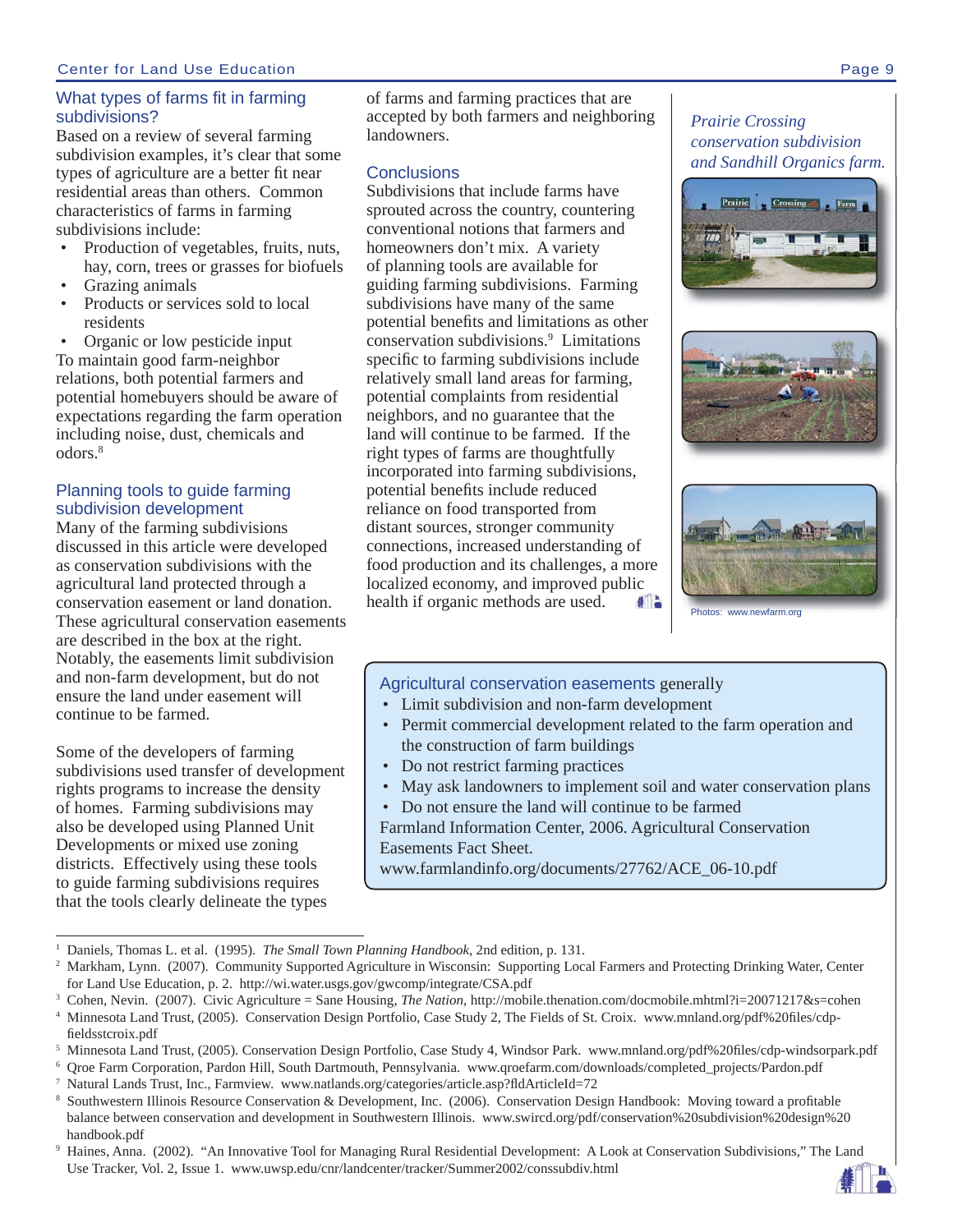## What types of farms fit in farming subdivisions?

Based on a review of several farming subdivision examples, it's clear that some types of agriculture are a better fit near residential areas than others. Common characteristics of farms in farming subdivisions include:

- Production of vegetables, fruits, nuts, hay, corn, trees or grasses for biofuels
- Grazing animals
- Products or services sold to local residents
- Organic or low pesticide input

To maintain good farm-neighbor relations, both potential farmers and potential homebuyers should be aware of expectations regarding the farm operation including noise, dust, chemicals and odors.[8]

## Planning tools to guide farming subdivision development

Many of the farming subdivisions discussed in this article were developed as conservation subdivisions with the agricultural land protected through a conservation easement or land donation. These agricultural conservation easements are described in the box at the right. Notably, the easements limit subdivision and non-farm development, but do not ensure the land under easement will continue to be farmed.

Some of the developers of farming subdivisions used transfer of development rights programs to increase the density of homes. Farming subdivisions may also be developed using Planned Unit Developments or mixed use zoning districts. Effectively using these tools to guide farming subdivisions requires that the tools clearly delineate the types of farms and farming practices that are accepted by both farmers and neighboring landowners.

## Conclusions

Subdivisions that include farms have sprouted across the country, countering conventional notions that farmers and homeowners don't mix. A variety of planning tools are available for guiding farming subdivisions. Farming subdivisions have many of the same potential benefits and limitations as other conservation subdivisions.[9] Limitations specific to farming subdivisions include relatively small land areas for farming, potential complaints from residential neighbors, and no guarantee that the land will continue to be farmed. If the right types of farms are thoughtfully incorporated into farming subdivisions, potential benefits include reduced reliance on food transported from distant sources, stronger community connections, increased understanding of food production and its challenges, a more localized economy, and improved public health if organic methods are used.

*Prairie Crossing conservation subdivision and Sandhill Organics farm.*

Photos: www.newfarm.org

> **Agricultural conservation easements** generally
>
> - Limit subdivision and non-farm development
> - Permit commercial development related to the farm operation and the construction of farm buildings
> - Do not restrict farming practices
> - May ask landowners to implement soil and water conservation plans
> - Do not ensure the land will continue to be farmed
>
> Farmland Information Center, 2006. Agricultural Conservation Easements Fact Sheet. www.farmlandinfo.org/documents/27762/ACE_06-10.pdf

---

1. Daniels, Thomas L. et al. (1995). *The Small Town Planning Handbook*, 2nd edition, p. 131.
2. Markham, Lynn. (2007). Community Supported Agriculture in Wisconsin: Supporting Local Farmers and Protecting Drinking Water, Center for Land Use Education, p. 2. http://wi.water.usgs.gov/gwcomp/integrate/CSA.pdf
3. Cohen, Nevin. (2007). Civic Agriculture = Sane Housing, *The Nation*, http://mobile.thenation.com/docmobile.mhtml?i=20071217&s=cohen
4. Minnesota Land Trust, (2005). Conservation Design Portfolio, Case Study 2, The Fields of St. Croix. www.mnland.org/pdf%20files/cdp-fieldsstcroix.pdf
5. Minnesota Land Trust, (2005). Conservation Design Portfolio, Case Study 4, Windsor Park. www.mnland.org/pdf%20files/cdp-windsorpark.pdf
6. Qroe Farm Corporation, Pardon Hill, South Dartmouth, Pennsylvania. www.qroefarm.com/downloads/completed_projects/Pardon.pdf
7. Natural Lands Trust, Inc., Farmview. www.natlands.org/categories/article.asp?fldArticleId=72
8. Southwestern Illinois Resource Conservation & Development, Inc. (2006). Conservation Design Handbook: Moving toward a profitable balance between conservation and development in Southwestern Illinois. www.swircd.org/pdf/conservation%20subdivision%20design%20handbook.pdf
9. Haines, Anna. (2002). "An Innovative Tool for Managing Rural Residential Development: A Look at Conservation Subdivisions," The Land Use Tracker, Vol. 2, Issue 1. www.uwsp.edu/cnr/landcenter/tracker/Summer2002/conssubdiv.html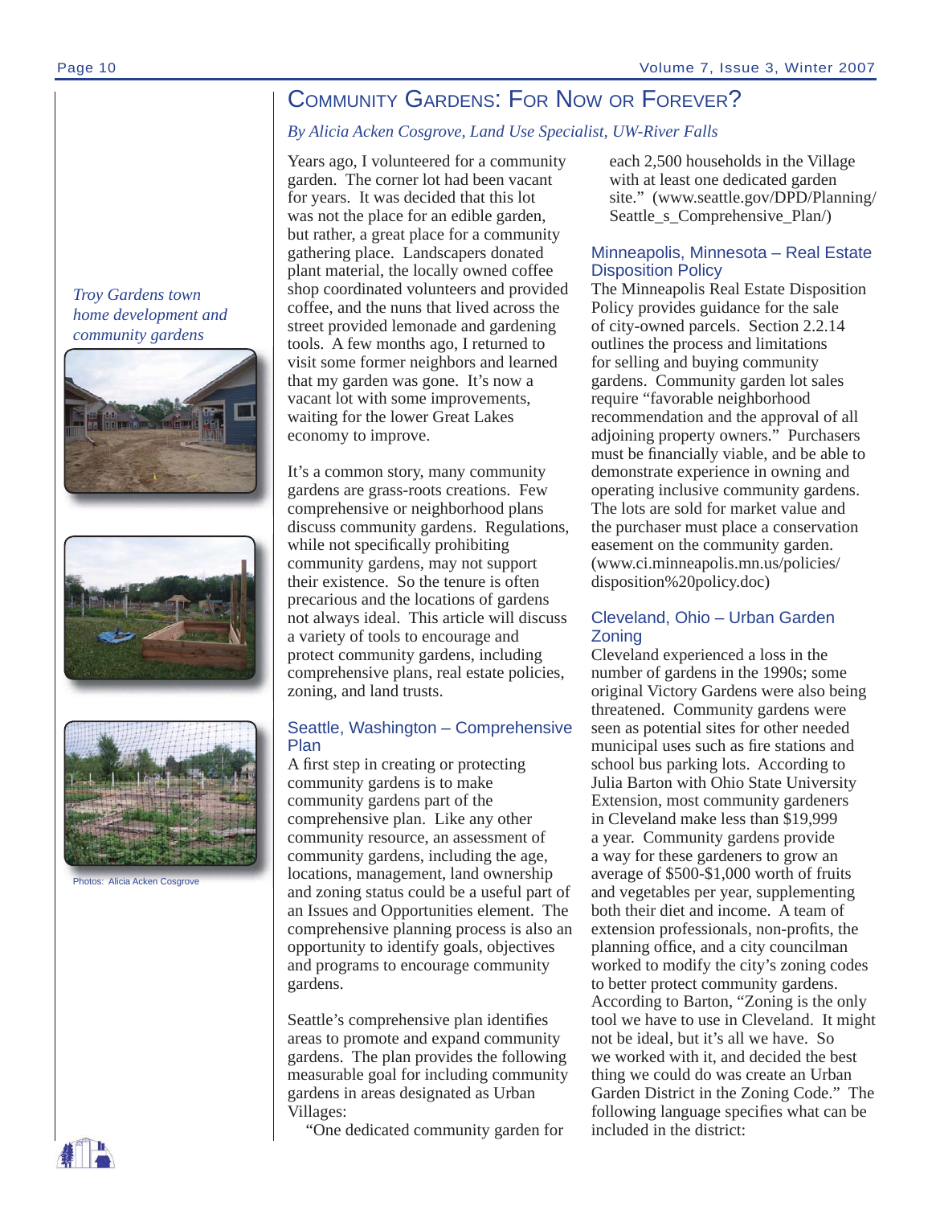# Community Gardens: For Now or Forever?

*By Alicia Acken Cosgrove, Land Use Specialist, UW-River Falls*

*Troy Gardens town home development and community gardens*

Photos: Alicia Acken Cosgrove

Years ago, I volunteered for a community garden. The corner lot had been vacant for years. It was decided that this lot was not the place for an edible garden, but rather, a great place for a community gathering place. Landscapers donated plant material, the locally owned coffee shop coordinated volunteers and provided coffee, and the nuns that lived across the street provided lemonade and gardening tools. A few months ago, I returned to visit some former neighbors and learned that my garden was gone. It's now a vacant lot with some improvements, waiting for the lower Great Lakes economy to improve.

It's a common story, many community gardens are grass-roots creations. Few comprehensive or neighborhood plans discuss community gardens. Regulations, while not specifically prohibiting community gardens, may not support their existence. So the tenure is often precarious and the locations of gardens not always ideal. This article will discuss a variety of tools to encourage and protect community gardens, including comprehensive plans, real estate policies, zoning, and land trusts.

## Seattle, Washington – Comprehensive Plan

A first step in creating or protecting community gardens is to make community gardens part of the comprehensive plan. Like any other community resource, an assessment of community gardens, including the age, locations, management, land ownership and zoning status could be a useful part of an Issues and Opportunities element. The comprehensive planning process is also an opportunity to identify goals, objectives and programs to encourage community gardens.

Seattle's comprehensive plan identifies areas to promote and expand community gardens. The plan provides the following measurable goal for including community gardens in areas designated as Urban Villages:

> "One dedicated community garden for each 2,500 households in the Village with at least one dedicated garden site." (www.seattle.gov/DPD/Planning/Seattle_s_Comprehensive_Plan/)

## Minneapolis, Minnesota – Real Estate Disposition Policy

The Minneapolis Real Estate Disposition Policy provides guidance for the sale of city-owned parcels. Section 2.2.14 outlines the process and limitations for selling and buying community gardens. Community garden lot sales require "favorable neighborhood recommendation and the approval of all adjoining property owners." Purchasers must be financially viable, and be able to demonstrate experience in owning and operating inclusive community gardens. The lots are sold for market value and the purchaser must place a conservation easement on the community garden. (www.ci.minneapolis.mn.us/policies/disposition%20policy.doc)

## Cleveland, Ohio – Urban Garden Zoning

Cleveland experienced a loss in the number of gardens in the 1990s; some original Victory Gardens were also being threatened. Community gardens were seen as potential sites for other needed municipal uses such as fire stations and school bus parking lots. According to Julia Barton with Ohio State University Extension, most community gardeners in Cleveland make less than $19,999 a year. Community gardens provide a way for these gardeners to grow an average of $500-$1,000 worth of fruits and vegetables per year, supplementing both their diet and income. A team of extension professionals, non-profits, the planning office, and a city councilman worked to modify the city's zoning codes to better protect community gardens. According to Barton, "Zoning is the only tool we have to use in Cleveland. It might not be ideal, but it's all we have. So we worked with it, and decided the best thing we could do was create an Urban Garden District in the Zoning Code." The following language specifies what can be included in the district: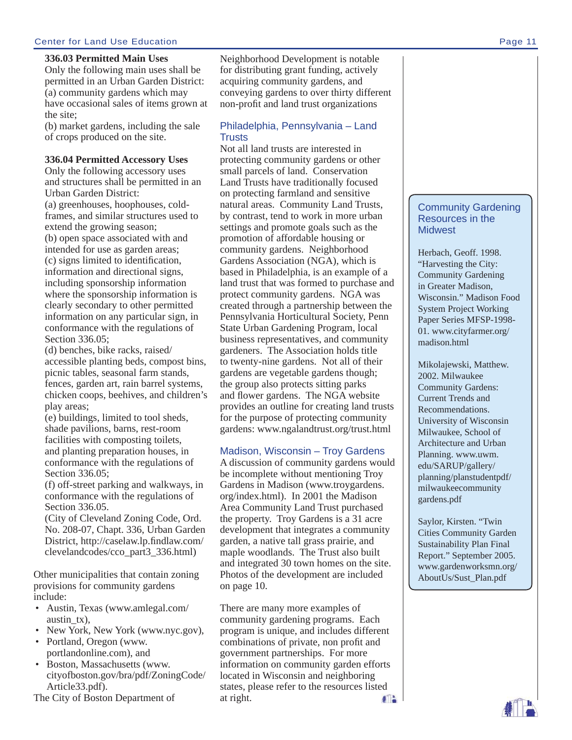**336.03 Permitted Main Uses**
Only the following main uses shall be permitted in an Urban Garden District:
(a) community gardens which may have occasional sales of items grown at the site;
(b) market gardens, including the sale of crops produced on the site.

**336.04 Permitted Accessory Uses**
Only the following accessory uses and structures shall be permitted in an Urban Garden District:
(a) greenhouses, hoophouses, cold-frames, and similar structures used to extend the growing season;
(b) open space associated with and intended for use as garden areas;
(c) signs limited to identification, information and directional signs, including sponsorship information where the sponsorship information is clearly secondary to other permitted information on any particular sign, in conformance with the regulations of Section 336.05;
(d) benches, bike racks, raised/accessible planting beds, compost bins, picnic tables, seasonal farm stands, fences, garden art, rain barrel systems, chicken coops, beehives, and children's play areas;
(e) buildings, limited to tool sheds, shade pavilions, barns, rest-room facilities with composting toilets, and planting preparation houses, in conformance with the regulations of Section 336.05;
(f) off-street parking and walkways, in conformance with the regulations of Section 336.05.
(City of Cleveland Zoning Code, Ord. No. 208-07, Chapt. 336, Urban Garden District, http://caselaw.lp.findlaw.com/clevelandcodes/cco_part3_336.html)

Other municipalities that contain zoning provisions for community gardens include:

- Austin, Texas (www.amlegal.com/austin_tx),
- New York, New York (www.nyc.gov),
- Portland, Oregon (www.portlandonline.com), and
- Boston, Massachusetts (www.cityofboston.gov/bra/pdf/ZoningCode/Article33.pdf).

The City of Boston Department of Neighborhood Development is notable for distributing grant funding, actively acquiring community gardens, and conveying gardens to over thirty different non-profit and land trust organizations

### Philadelphia, Pennsylvania – Land Trusts

Not all land trusts are interested in protecting community gardens or other small parcels of land. Conservation Land Trusts have traditionally focused on protecting farmland and sensitive natural areas. Community Land Trusts, by contrast, tend to work in more urban settings and promote goals such as the promotion of affordable housing or community gardens. Neighborhood Gardens Association (NGA), which is based in Philadelphia, is an example of a land trust that was formed to purchase and protect community gardens. NGA was created through a partnership between the Pennsylvania Horticultural Society, Penn State Urban Gardening Program, local business representatives, and community gardeners. The Association holds title to twenty-nine gardens. Not all of their gardens are vegetable gardens though; the group also protects sitting parks and flower gardens. The NGA website provides an outline for creating land trusts for the purpose of protecting community gardens: www.ngalandtrust.org/trust.html

### Madison, Wisconsin – Troy Gardens

A discussion of community gardens would be incomplete without mentioning Troy Gardens in Madison (www.troygardens.org/index.html). In 2001 the Madison Area Community Land Trust purchased the property. Troy Gardens is a 31 acre development that integrates a community garden, a native tall grass prairie, and maple woodlands. The Trust also built and integrated 30 town homes on the site. Photos of the development are included on page 10.

There are many more examples of community gardening programs. Each program is unique, and includes different combinations of private, non profit and government partnerships. For more information on community garden efforts located in Wisconsin and neighboring states, please refer to the resources listed at right.

### Community Gardening Resources in the Midwest

Herbach, Geoff. 1998. "Harvesting the City: Community Gardening in Greater Madison, Wisconsin." Madison Food System Project Working Paper Series MFSP-1998-01. www.cityfarmer.org/madison.html

Mikolajewski, Matthew. 2002. Milwaukee Community Gardens: Current Trends and Recommendations. University of Wisconsin Milwaukee, School of Architecture and Urban Planning. www.uwm.edu/SARUP/gallery/planning/planstudentpdf/milwaukeecommunitygardens.pdf

Saylor, Kirsten. "Twin Cities Community Garden Sustainability Plan Final Report." September 2005. www.gardenworksmn.org/AboutUs/Sust_Plan.pdf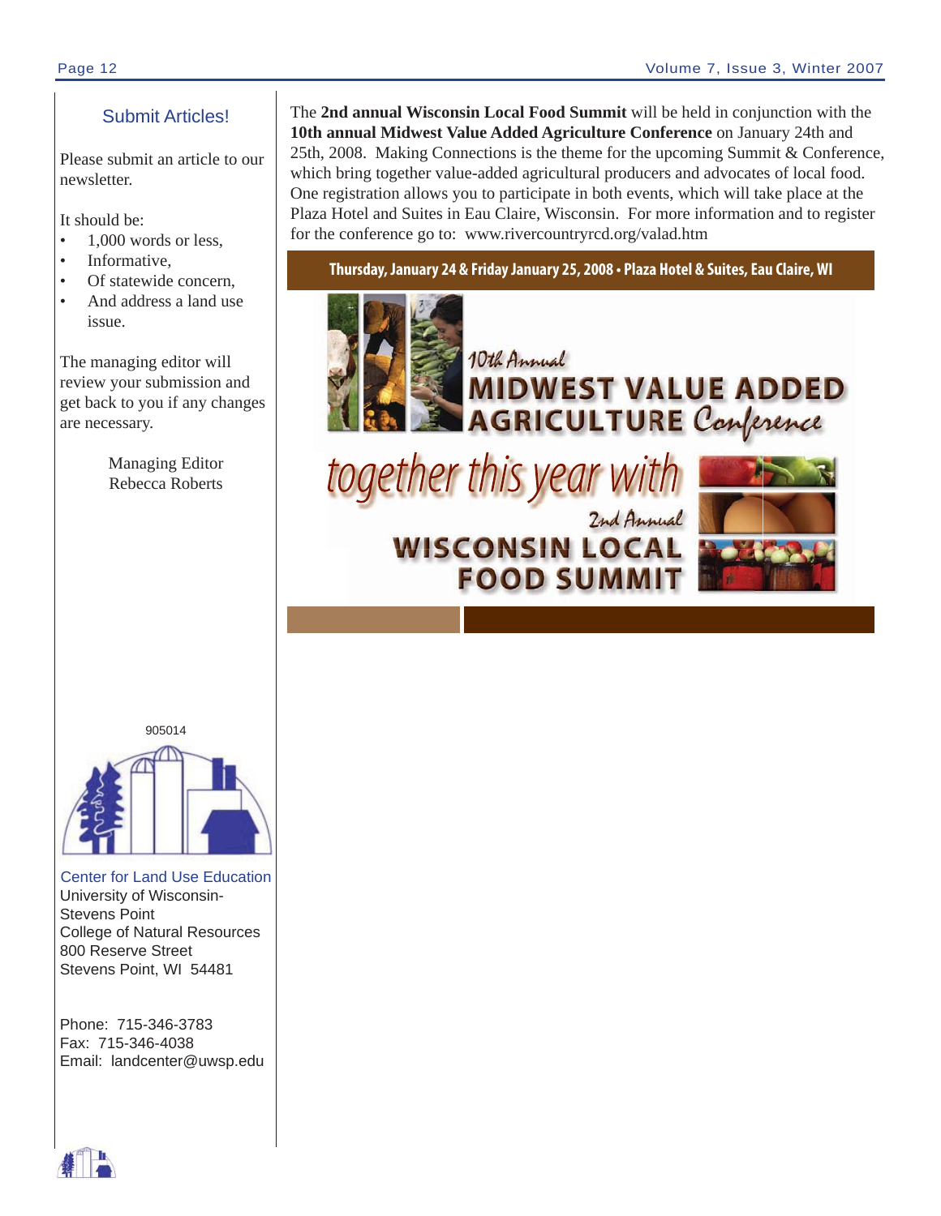## Submit Articles!

Please submit an article to our newsletter.

It should be:

- 1,000 words or less,
- Informative,
- Of statewide concern,
- And address a land use issue.

The managing editor will review your submission and get back to you if any changes are necessary.

Managing Editor
Rebecca Roberts

905014

Center for Land Use Education
University of Wisconsin-Stevens Point
College of Natural Resources
800 Reserve Street
Stevens Point, WI 54481

Phone: 715-346-3783
Fax: 715-346-4038
Email: landcenter@uwsp.edu

The **2nd annual Wisconsin Local Food Summit** will be held in conjunction with the **10th annual Midwest Value Added Agriculture Conference** on January 24th and 25th, 2008. Making Connections is the theme for the upcoming Summit & Conference, which bring together value-added agricultural producers and advocates of local food. One registration allows you to participate in both events, which will take place at the Plaza Hotel and Suites in Eau Claire, Wisconsin. For more information and to register for the conference go to: www.rivercountryrcd.org/valad.htm

**Thursday, January 24 & Friday January 25, 2008 • Plaza Hotel & Suites, Eau Claire, WI**

10th Annual
MIDWEST VALUE ADDED AGRICULTURE Conference

together this year with

2nd Annual
WISCONSIN LOCAL FOOD SUMMIT